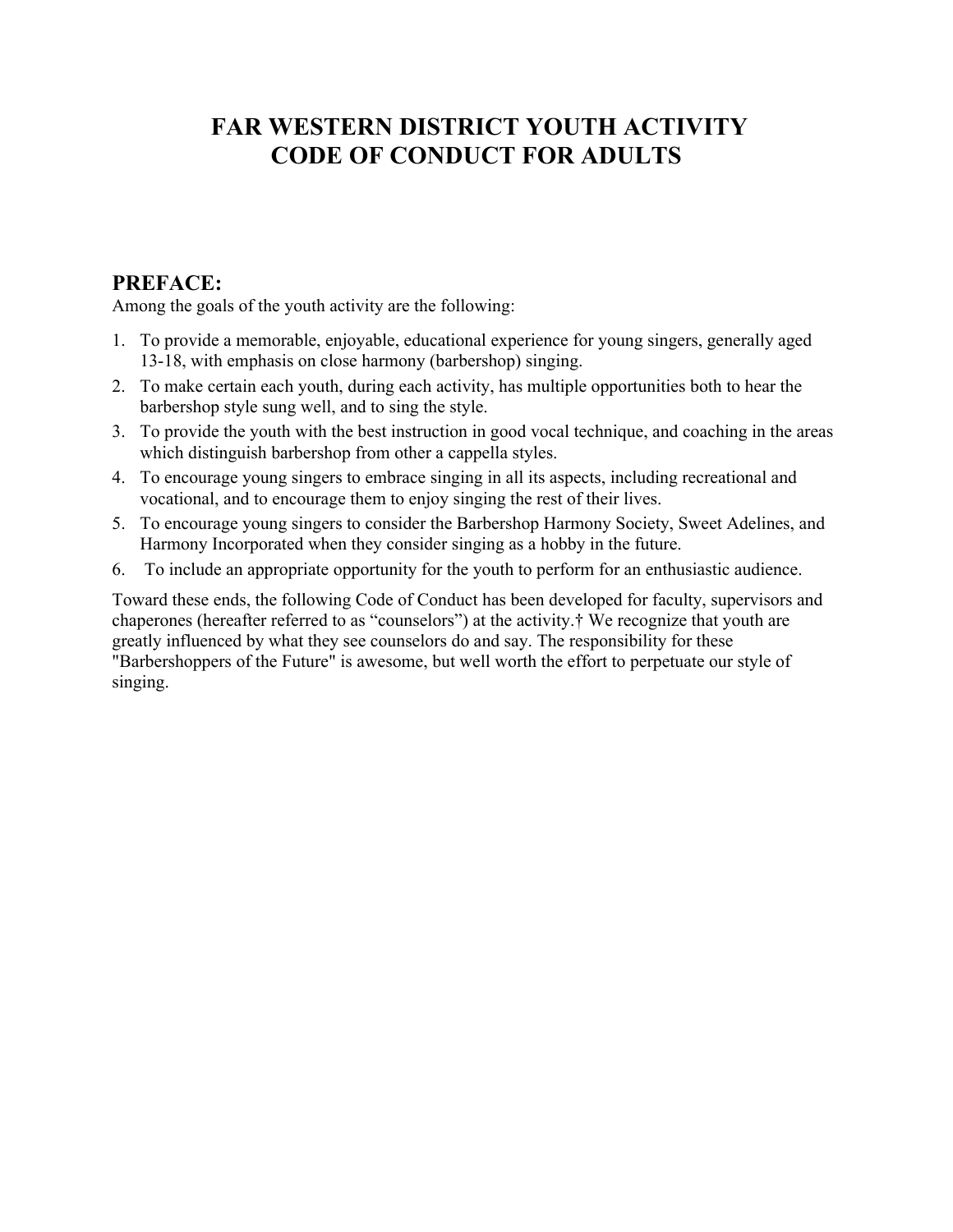# FAR WESTERN DISTRICT YOUTH ACTIVITY CODE OF CONDUCT FOR ADULTS

## PREFACE:

Among the goals of the youth activity are the following:

1. To provide a memorable, enjoyable, educational experience for young singers, generally aged 13-18, with emphasis on close harmony (barbershop) singing.
2. To make certain each youth, during each activity, has multiple opportunities both to hear the barbershop style sung well, and to sing the style.
3. To provide the youth with the best instruction in good vocal technique, and coaching in the areas which distinguish barbershop from other a cappella styles.
4. To encourage young singers to embrace singing in all its aspects, including recreational and vocational, and to encourage them to enjoy singing the rest of their lives.
5. To encourage young singers to consider the Barbershop Harmony Society, Sweet Adelines, and Harmony Incorporated when they consider singing as a hobby in the future.
6. To include an appropriate opportunity for the youth to perform for an enthusiastic audience.

Toward these ends, the following Code of Conduct has been developed for faculty, supervisors and chaperones (hereafter referred to as "counselors") at the activity.† We recognize that youth are greatly influenced by what they see counselors do and say. The responsibility for these "Barbershoppers of the Future" is awesome, but well worth the effort to perpetuate our style of singing.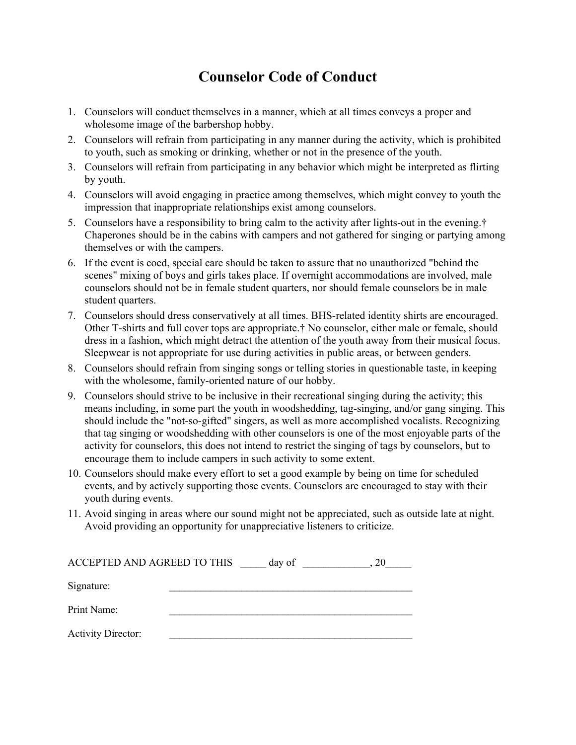# Counselor Code of Conduct

1. Counselors will conduct themselves in a manner, which at all times conveys a proper and wholesome image of the barbershop hobby.
2. Counselors will refrain from participating in any manner during the activity, which is prohibited to youth, such as smoking or drinking, whether or not in the presence of the youth.
3. Counselors will refrain from participating in any behavior which might be interpreted as flirting by youth.
4. Counselors will avoid engaging in practice among themselves, which might convey to youth the impression that inappropriate relationships exist among counselors.
5. Counselors have a responsibility to bring calm to the activity after lights-out in the evening.† Chaperones should be in the cabins with campers and not gathered for singing or partying among themselves or with the campers.
6. If the event is coed, special care should be taken to assure that no unauthorized "behind the scenes" mixing of boys and girls takes place. If overnight accommodations are involved, male counselors should not be in female student quarters, nor should female counselors be in male student quarters.
7. Counselors should dress conservatively at all times. BHS-related identity shirts are encouraged. Other T-shirts and full cover tops are appropriate.† No counselor, either male or female, should dress in a fashion, which might detract the attention of the youth away from their musical focus. Sleepwear is not appropriate for use during activities in public areas, or between genders.
8. Counselors should refrain from singing songs or telling stories in questionable taste, in keeping with the wholesome, family-oriented nature of our hobby.
9. Counselors should strive to be inclusive in their recreational singing during the activity; this means including, in some part the youth in woodshedding, tag-singing, and/or gang singing. This should include the "not-so-gifted" singers, as well as more accomplished vocalists. Recognizing that tag singing or woodshedding with other counselors is one of the most enjoyable parts of the activity for counselors, this does not intend to restrict the singing of tags by counselors, but to encourage them to include campers in such activity to some extent.
10. Counselors should make every effort to set a good example by being on time for scheduled events, and by actively supporting those events. Counselors are encouraged to stay with their youth during events.
11. Avoid singing in areas where our sound might not be appreciated, such as outside late at night. Avoid providing an opportunity for unappreciative listeners to criticize.

ACCEPTED AND AGREED TO THIS _____ day of _____________, 20_____

Signature: _________________________________________________

Print Name: _________________________________________________

Activity Director: _________________________________________________